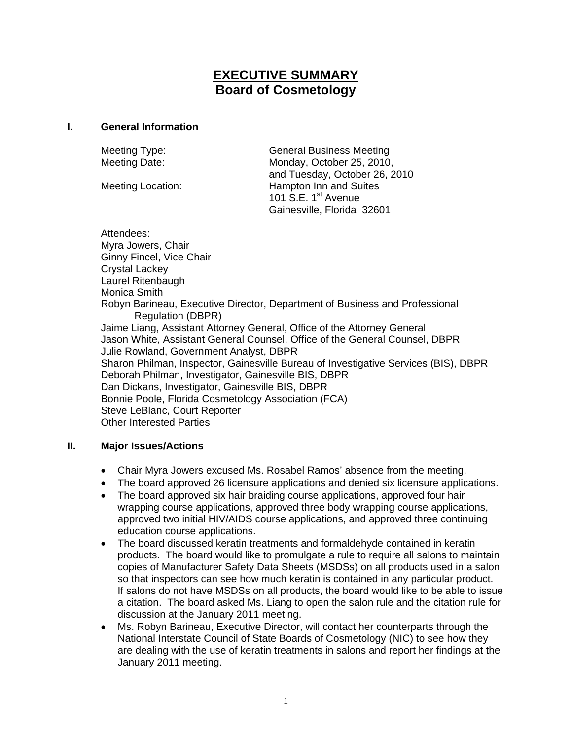# EXECUTIVE SUMMARY
## Board of Cosmetology

### I. General Information

Meeting Type: General Business Meeting

Meeting Date: Monday, October 25, 2010, and Tuesday, October 26, 2010

Meeting Location: Hampton Inn and Suites
101 S.E. 1st Avenue
Gainesville, Florida 32601

Attendees:
Myra Jowers, Chair
Ginny Fincel, Vice Chair
Crystal Lackey
Laurel Ritenbaugh
Monica Smith
Robyn Barineau, Executive Director, Department of Business and Professional Regulation (DBPR)
Jaime Liang, Assistant Attorney General, Office of the Attorney General
Jason White, Assistant General Counsel, Office of the General Counsel, DBPR
Julie Rowland, Government Analyst, DBPR
Sharon Philman, Inspector, Gainesville Bureau of Investigative Services (BIS), DBPR
Deborah Philman, Investigator, Gainesville BIS, DBPR
Dan Dickans, Investigator, Gainesville BIS, DBPR
Bonnie Poole, Florida Cosmetology Association (FCA)
Steve LeBlanc, Court Reporter
Other Interested Parties

### II. Major Issues/Actions

- Chair Myra Jowers excused Ms. Rosabel Ramos' absence from the meeting.
- The board approved 26 licensure applications and denied six licensure applications.
- The board approved six hair braiding course applications, approved four hair wrapping course applications, approved three body wrapping course applications, approved two initial HIV/AIDS course applications, and approved three continuing education course applications.
- The board discussed keratin treatments and formaldehyde contained in keratin products. The board would like to promulgate a rule to require all salons to maintain copies of Manufacturer Safety Data Sheets (MSDSs) on all products used in a salon so that inspectors can see how much keratin is contained in any particular product. If salons do not have MSDSs on all products, the board would like to be able to issue a citation. The board asked Ms. Liang to open the salon rule and the citation rule for discussion at the January 2011 meeting.
- Ms. Robyn Barineau, Executive Director, will contact her counterparts through the National Interstate Council of State Boards of Cosmetology (NIC) to see how they are dealing with the use of keratin treatments in salons and report her findings at the January 2011 meeting.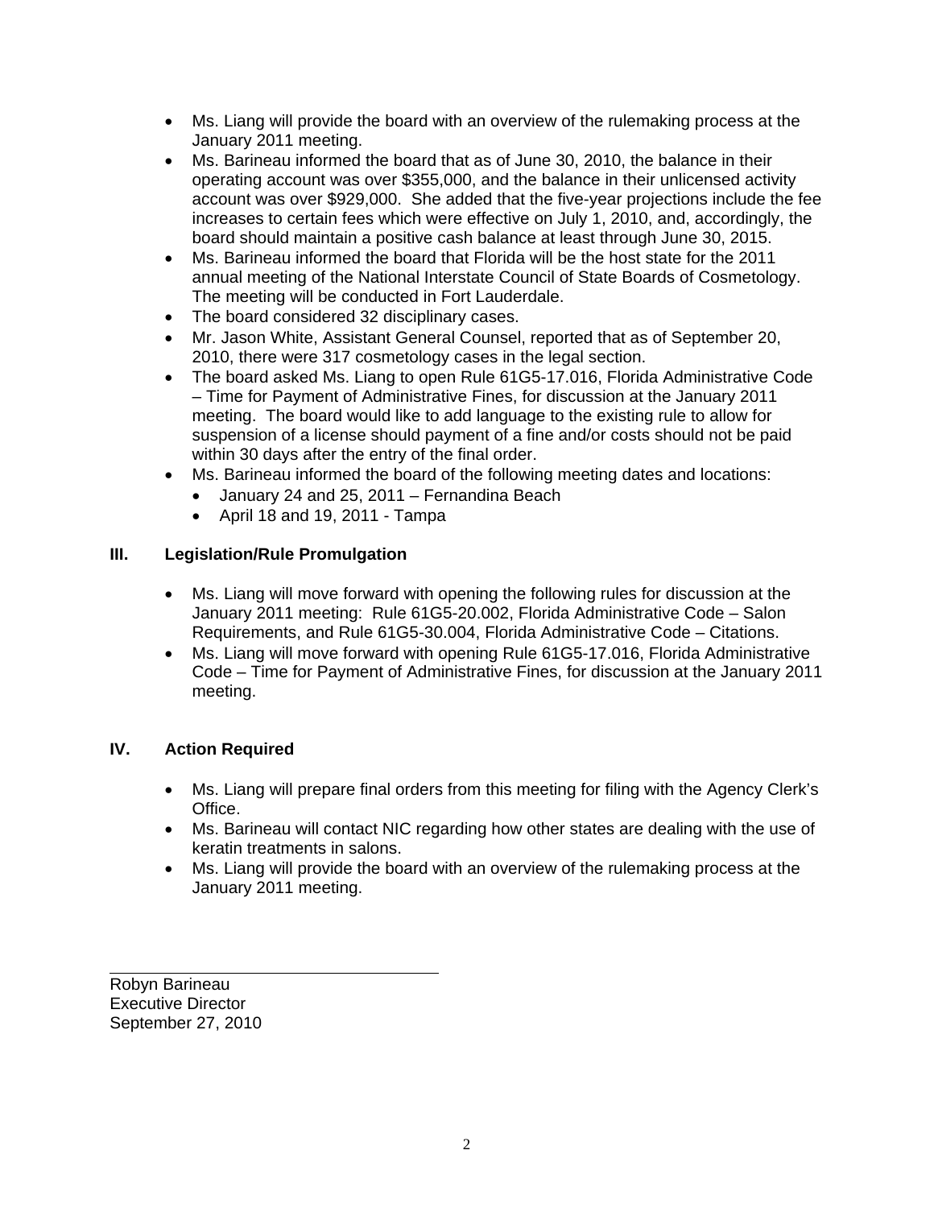- Ms. Liang will provide the board with an overview of the rulemaking process at the January 2011 meeting.
- Ms. Barineau informed the board that as of June 30, 2010, the balance in their operating account was over $355,000, and the balance in their unlicensed activity account was over $929,000. She added that the five-year projections include the fee increases to certain fees which were effective on July 1, 2010, and, accordingly, the board should maintain a positive cash balance at least through June 30, 2015.
- Ms. Barineau informed the board that Florida will be the host state for the 2011 annual meeting of the National Interstate Council of State Boards of Cosmetology. The meeting will be conducted in Fort Lauderdale.
- The board considered 32 disciplinary cases.
- Mr. Jason White, Assistant General Counsel, reported that as of September 20, 2010, there were 317 cosmetology cases in the legal section.
- The board asked Ms. Liang to open Rule 61G5-17.016, Florida Administrative Code – Time for Payment of Administrative Fines, for discussion at the January 2011 meeting. The board would like to add language to the existing rule to allow for suspension of a license should payment of a fine and/or costs should not be paid within 30 days after the entry of the final order.
- Ms. Barineau informed the board of the following meeting dates and locations:
  - January 24 and 25, 2011 – Fernandina Beach
  - April 18 and 19, 2011 - Tampa

## III. Legislation/Rule Promulgation

- Ms. Liang will move forward with opening the following rules for discussion at the January 2011 meeting: Rule 61G5-20.002, Florida Administrative Code – Salon Requirements, and Rule 61G5-30.004, Florida Administrative Code – Citations.
- Ms. Liang will move forward with opening Rule 61G5-17.016, Florida Administrative Code – Time for Payment of Administrative Fines, for discussion at the January 2011 meeting.

## IV. Action Required

- Ms. Liang will prepare final orders from this meeting for filing with the Agency Clerk's Office.
- Ms. Barineau will contact NIC regarding how other states are dealing with the use of keratin treatments in salons.
- Ms. Liang will provide the board with an overview of the rulemaking process at the January 2011 meeting.

Robyn Barineau
Executive Director
September 27, 2010